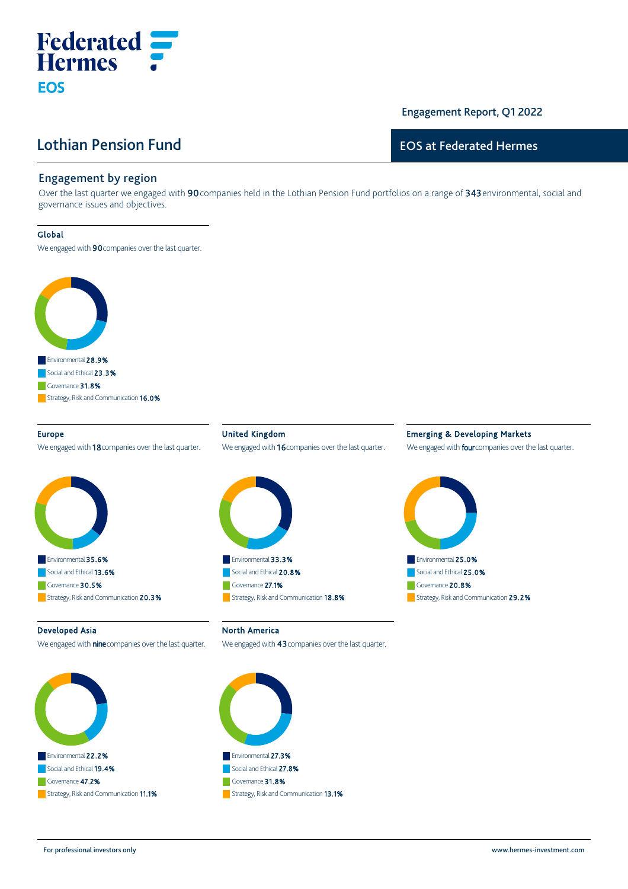# Federated Hermes EOS

Engagement Report, Q1 2022

## Lothian Pension Fund

EOS at Federated Hermes

### Engagement by region

Over the last quarter we engaged with 90 companies held in the Lothian Pension Fund portfolios on a range of 343 environmental, social and governance issues and objectives.

#### Global

We engaged with 90 companies over the last quarter.

- Environmental 28.9%
- Social and Ethical 23.3%
- Governance 31.8%
- Strategy, Risk and Communication 16.0%

#### Europe

We engaged with 18 companies over the last quarter.

- Environmental 35.6%
- Social and Ethical 13.6%
- Governance 30.5%
- Strategy, Risk and Communication 20.3%

#### United Kingdom

We engaged with 16 companies over the last quarter.

- Environmental 33.3%
- Social and Ethical 20.8%
- Governance 27.1%
- Strategy, Risk and Communication 18.8%

#### Emerging & Developing Markets

We engaged with four companies over the last quarter.

- Environmental 25.0%
- Social and Ethical 25.0%
- Governance 20.8%
- Strategy, Risk and Communication 29.2%

#### Developed Asia

We engaged with nine companies over the last quarter.

- Environmental 22.2%
- Social and Ethical 19.4%
- Governance 47.2%
- Strategy, Risk and Communication 11.1%

#### North America

We engaged with 43 companies over the last quarter.

- Environmental 27.3%
- Social and Ethical 27.8%
- Governance 31.8%
- Strategy, Risk and Communication 13.1%

For professional investors only

www.hermes-investment.com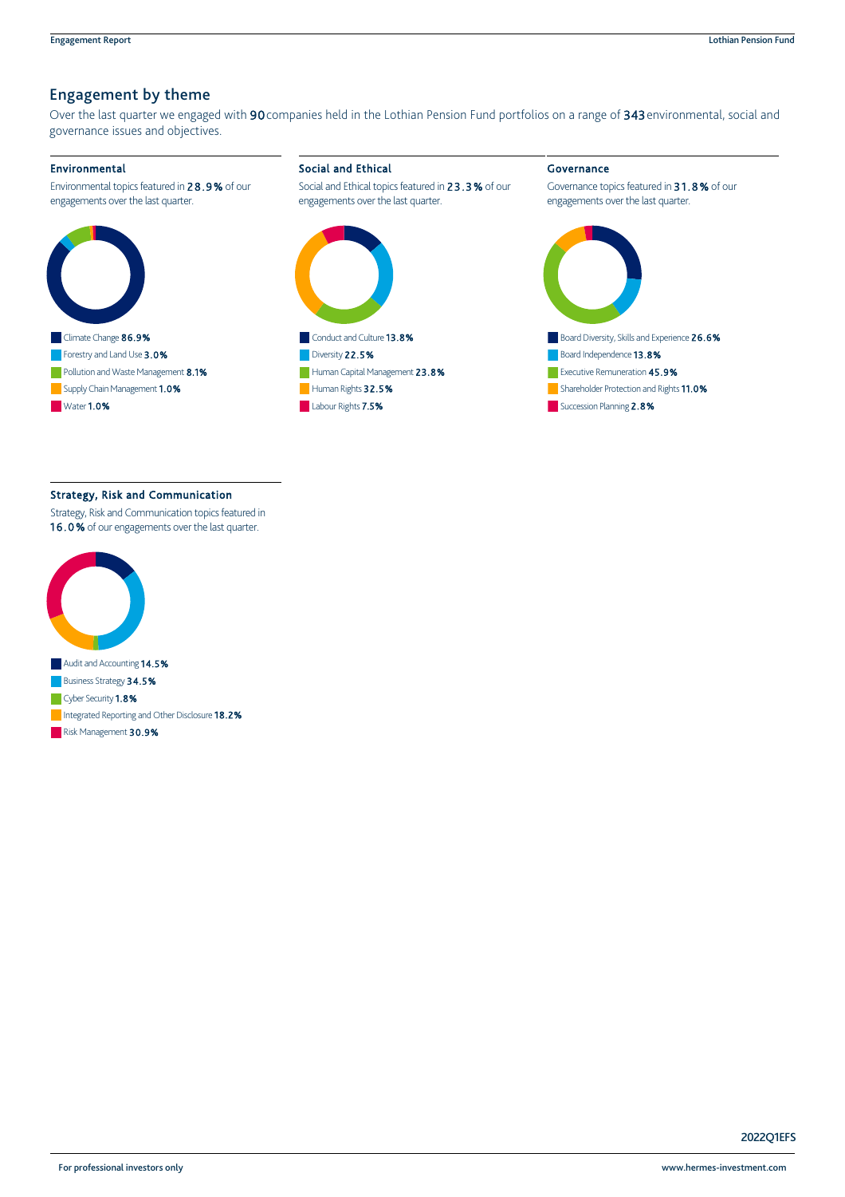## Engagement by theme

Over the last quarter we engaged with **90** companies held in the Lothian Pension Fund portfolios on a range of **343** environmental, social and governance issues and objectives.

### Environmental

Environmental topics featured in **28.9%** of our engagements over the last quarter.

- Climate Change **86.9%**
- Forestry and Land Use **3.0%**
- Pollution and Waste Management **8.1%**
- Supply Chain Management **1.0%**
- Water **1.0%**

### Social and Ethical

Social and Ethical topics featured in **23.3%** of our engagements over the last quarter.

- Conduct and Culture **13.8%**
- Diversity **22.5%**
- Human Capital Management **23.8%**
- Human Rights **32.5%**
- Labour Rights **7.5%**

### Governance

Governance topics featured in **31.8%** of our engagements over the last quarter.

- Board Diversity, Skills and Experience **26.6%**
- Board Independence **13.8%**
- Executive Remuneration **45.9%**
- Shareholder Protection and Rights **11.0%**
- Succession Planning **2.8%**

### Strategy, Risk and Communication

Strategy, Risk and Communication topics featured in **16.0%** of our engagements over the last quarter.

- Audit and Accounting **14.5%**
- Business Strategy **34.5%**
- Cyber Security **1.8%**
- Integrated Reporting and Other Disclosure **18.2%**
- Risk Management **30.9%**

2022Q1EFS